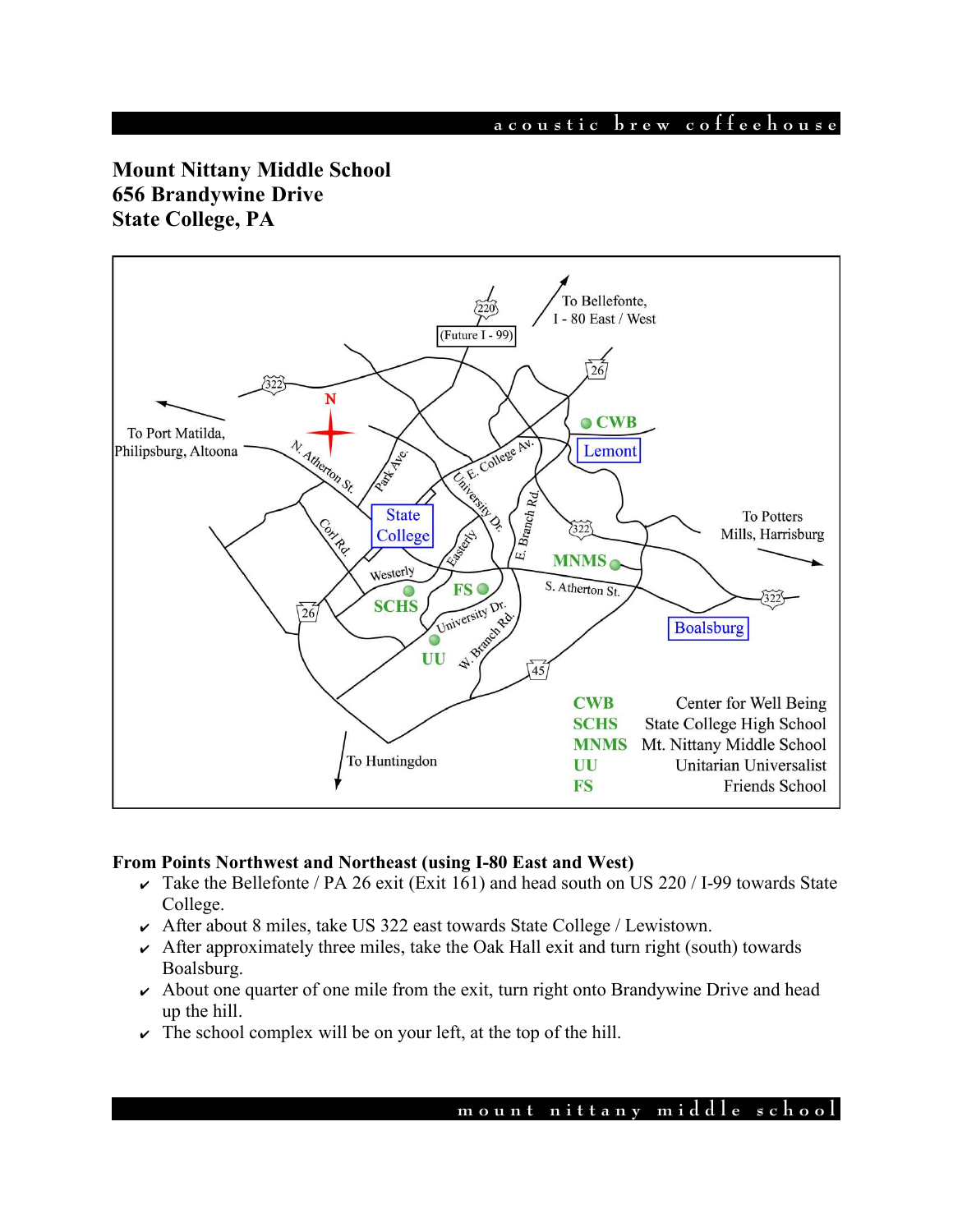# Mount Nittany Middle School
# 656 Brandywine Drive
# State College, PA

| | |
|---|---|
| CWB | Center for Well Being |
| SCHS | State College High School |
| MNMS | Mt. Nittany Middle School |
| UU | Unitarian Universalist |
| FS | Friends School |

**From Points Northwest and Northeast (using I-80 East and West)**

- ✔ Take the Bellefonte / PA 26 exit (Exit 161) and head south on US 220 / I-99 towards State College.
- ✔ After about 8 miles, take US 322 east towards State College / Lewistown.
- ✔ After approximately three miles, take the Oak Hall exit and turn right (south) towards Boalsburg.
- ✔ About one quarter of one mile from the exit, turn right onto Brandywine Drive and head up the hill.
- ✔ The school complex will be on your left, at the top of the hill.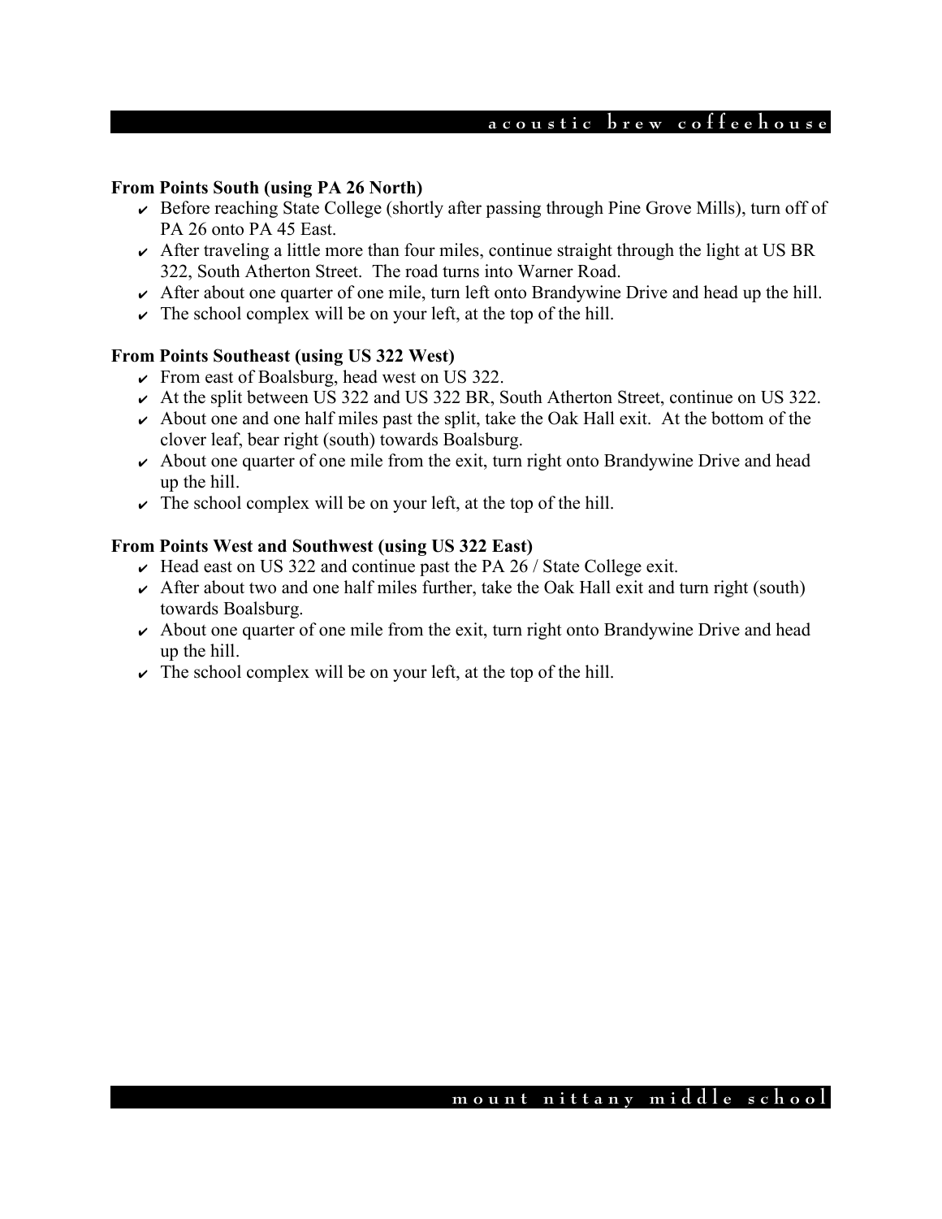**From Points South (using PA 26 North)**

- Before reaching State College (shortly after passing through Pine Grove Mills), turn off of PA 26 onto PA 45 East.
- After traveling a little more than four miles, continue straight through the light at US BR 322, South Atherton Street. The road turns into Warner Road.
- After about one quarter of one mile, turn left onto Brandywine Drive and head up the hill.
- The school complex will be on your left, at the top of the hill.

**From Points Southeast (using US 322 West)**

- From east of Boalsburg, head west on US 322.
- At the split between US 322 and US 322 BR, South Atherton Street, continue on US 322.
- About one and one half miles past the split, take the Oak Hall exit. At the bottom of the clover leaf, bear right (south) towards Boalsburg.
- About one quarter of one mile from the exit, turn right onto Brandywine Drive and head up the hill.
- The school complex will be on your left, at the top of the hill.

**From Points West and Southwest (using US 322 East)**

- Head east on US 322 and continue past the PA 26 / State College exit.
- After about two and one half miles further, take the Oak Hall exit and turn right (south) towards Boalsburg.
- About one quarter of one mile from the exit, turn right onto Brandywine Drive and head up the hill.
- The school complex will be on your left, at the top of the hill.